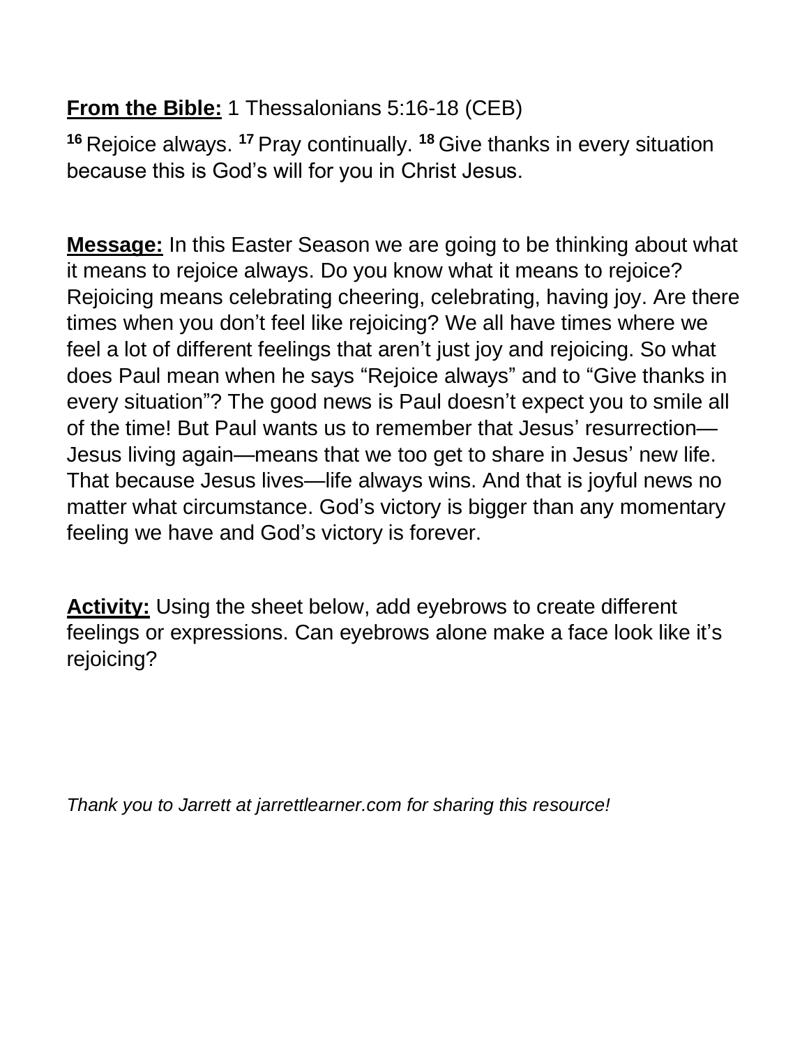**From the Bible:** 1 Thessalonians 5:16-18 (CEB)

[16] Rejoice always. [17] Pray continually. [18] Give thanks in every situation because this is God's will for you in Christ Jesus.

**Message:** In this Easter Season we are going to be thinking about what it means to rejoice always. Do you know what it means to rejoice? Rejoicing means celebrating cheering, celebrating, having joy. Are there times when you don't feel like rejoicing? We all have times where we feel a lot of different feelings that aren't just joy and rejoicing. So what does Paul mean when he says "Rejoice always" and to "Give thanks in every situation"? The good news is Paul doesn't expect you to smile all of the time! But Paul wants us to remember that Jesus' resurrection—Jesus living again—means that we too get to share in Jesus' new life. That because Jesus lives—life always wins. And that is joyful news no matter what circumstance. God's victory is bigger than any momentary feeling we have and God's victory is forever.

**Activity:** Using the sheet below, add eyebrows to create different feelings or expressions. Can eyebrows alone make a face look like it's rejoicing?

*Thank you to Jarrett at jarrettlearner.com for sharing this resource!*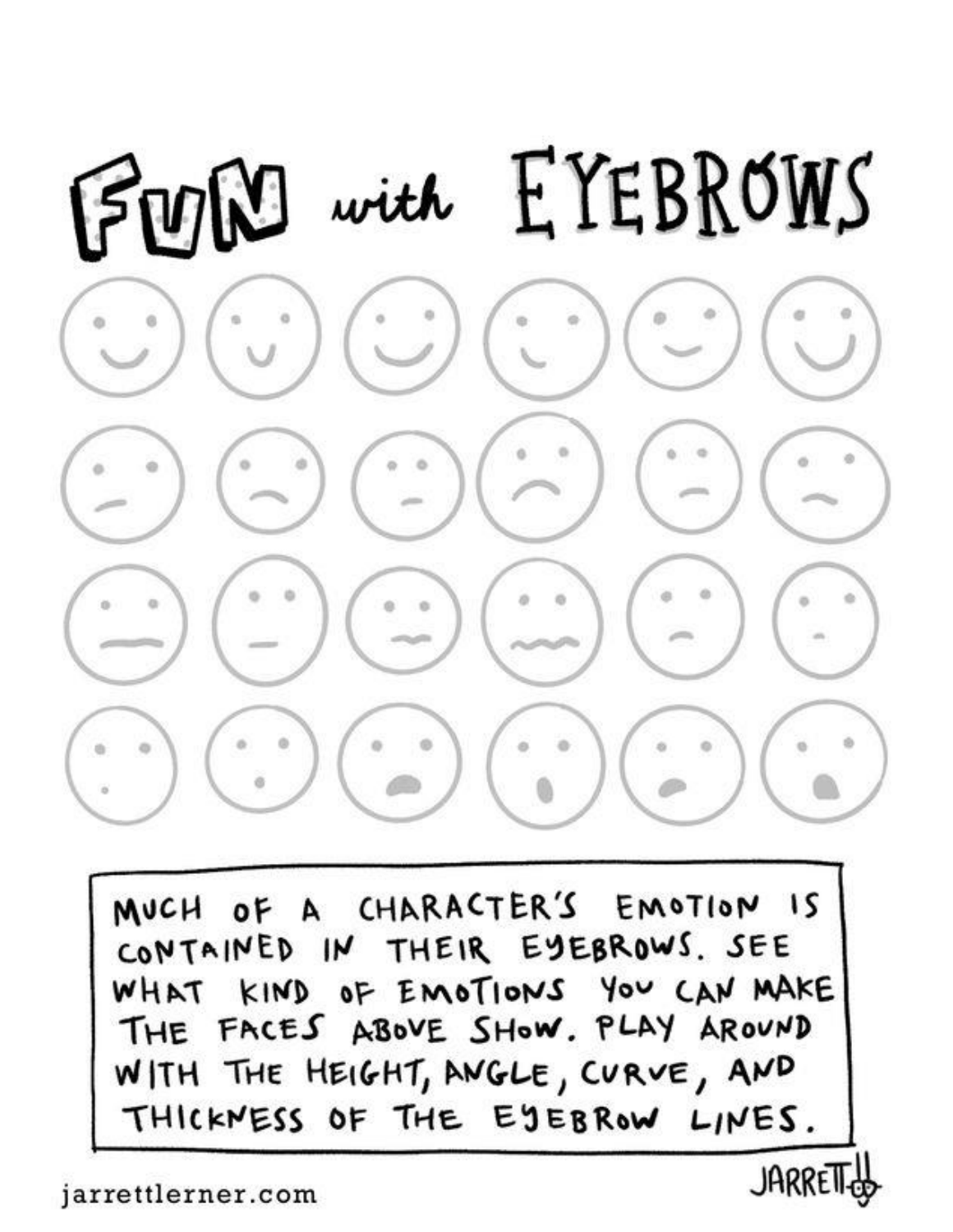# FUN with EYEBROWS

MUCH OF A CHARACTER'S EMOTION IS CONTAINED IN THEIR EYEBROWS. SEE WHAT KIND OF EMOTIONS YOU CAN MAKE THE FACES ABOVE SHOW. PLAY AROUND WITH THE HEIGHT, ANGLE, CURVE, AND THICKNESS OF THE EYEBROW LINES.

JARRETT

jarrettlerner.com